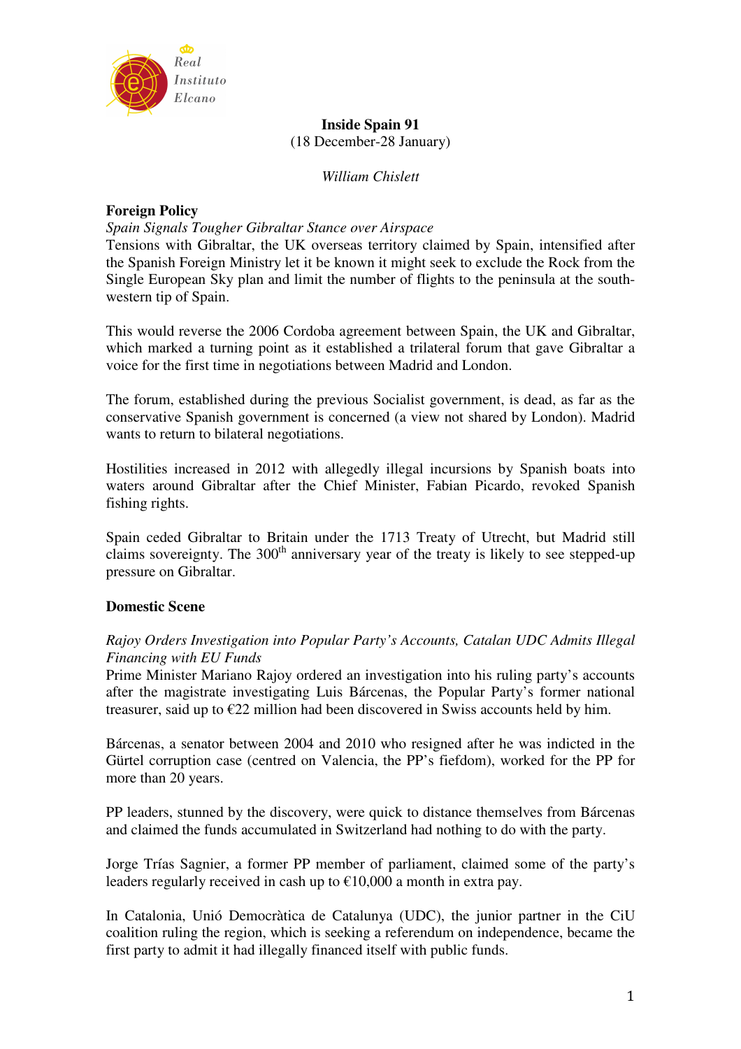Real Instituto Elcano

# Inside Spain 91

(18 December-28 January)

*William Chislett*

## Foreign Policy

*Spain Signals Tougher Gibraltar Stance over Airspace*

Tensions with Gibraltar, the UK overseas territory claimed by Spain, intensified after the Spanish Foreign Ministry let it be known it might seek to exclude the Rock from the Single European Sky plan and limit the number of flights to the peninsula at the south-western tip of Spain.

This would reverse the 2006 Cordoba agreement between Spain, the UK and Gibraltar, which marked a turning point as it established a trilateral forum that gave Gibraltar a voice for the first time in negotiations between Madrid and London.

The forum, established during the previous Socialist government, is dead, as far as the conservative Spanish government is concerned (a view not shared by London). Madrid wants to return to bilateral negotiations.

Hostilities increased in 2012 with allegedly illegal incursions by Spanish boats into waters around Gibraltar after the Chief Minister, Fabian Picardo, revoked Spanish fishing rights.

Spain ceded Gibraltar to Britain under the 1713 Treaty of Utrecht, but Madrid still claims sovereignty. The 300th anniversary year of the treaty is likely to see stepped-up pressure on Gibraltar.

## Domestic Scene

*Rajoy Orders Investigation into Popular Party's Accounts, Catalan UDC Admits Illegal Financing with EU Funds*

Prime Minister Mariano Rajoy ordered an investigation into his ruling party's accounts after the magistrate investigating Luis Bárcenas, the Popular Party's former national treasurer, said up to €22 million had been discovered in Swiss accounts held by him.

Bárcenas, a senator between 2004 and 2010 who resigned after he was indicted in the Gürtel corruption case (centred on Valencia, the PP's fiefdom), worked for the PP for more than 20 years.

PP leaders, stunned by the discovery, were quick to distance themselves from Bárcenas and claimed the funds accumulated in Switzerland had nothing to do with the party.

Jorge Trías Sagnier, a former PP member of parliament, claimed some of the party's leaders regularly received in cash up to €10,000 a month in extra pay.

In Catalonia, Unió Democràtica de Catalunya (UDC), the junior partner in the CiU coalition ruling the region, which is seeking a referendum on independence, became the first party to admit it had illegally financed itself with public funds.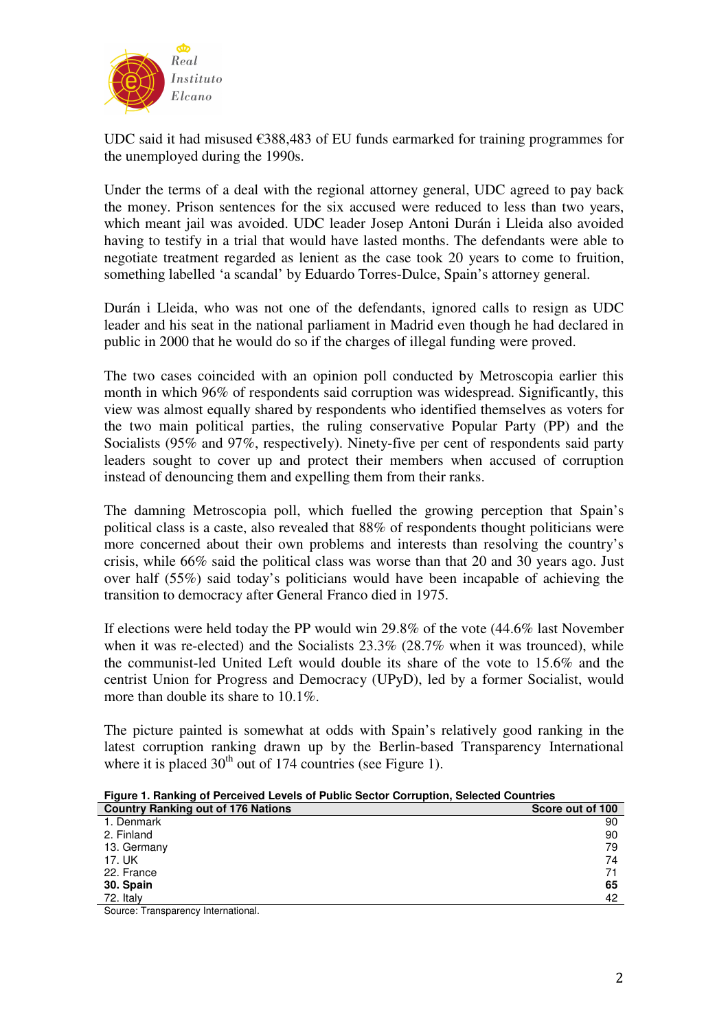UDC said it had misused €388,483 of EU funds earmarked for training programmes for the unemployed during the 1990s.

Under the terms of a deal with the regional attorney general, UDC agreed to pay back the money. Prison sentences for the six accused were reduced to less than two years, which meant jail was avoided. UDC leader Josep Antoni Durán i Lleida also avoided having to testify in a trial that would have lasted months. The defendants were able to negotiate treatment regarded as lenient as the case took 20 years to come to fruition, something labelled 'a scandal' by Eduardo Torres-Dulce, Spain's attorney general.

Durán i Lleida, who was not one of the defendants, ignored calls to resign as UDC leader and his seat in the national parliament in Madrid even though he had declared in public in 2000 that he would do so if the charges of illegal funding were proved.

The two cases coincided with an opinion poll conducted by Metroscopia earlier this month in which 96% of respondents said corruption was widespread. Significantly, this view was almost equally shared by respondents who identified themselves as voters for the two main political parties, the ruling conservative Popular Party (PP) and the Socialists (95% and 97%, respectively). Ninety-five per cent of respondents said party leaders sought to cover up and protect their members when accused of corruption instead of denouncing them and expelling them from their ranks.

The damning Metroscopia poll, which fuelled the growing perception that Spain's political class is a caste, also revealed that 88% of respondents thought politicians were more concerned about their own problems and interests than resolving the country's crisis, while 66% said the political class was worse than that 20 and 30 years ago. Just over half (55%) said today's politicians would have been incapable of achieving the transition to democracy after General Franco died in 1975.

If elections were held today the PP would win 29.8% of the vote (44.6% last November when it was re-elected) and the Socialists 23.3% (28.7% when it was trounced), while the communist-led United Left would double its share of the vote to 15.6% and the centrist Union for Progress and Democracy (UPyD), led by a former Socialist, would more than double its share to 10.1%.

The picture painted is somewhat at odds with Spain's relatively good ranking in the latest corruption ranking drawn up by the Berlin-based Transparency International where it is placed 30th out of 174 countries (see Figure 1).

**Figure 1. Ranking of Perceived Levels of Public Sector Corruption, Selected Countries**

| Country Ranking out of 176 Nations | Score out of 100 |
|---|---|
| 1. Denmark | 90 |
| 2. Finland | 90 |
| 13. Germany | 79 |
| 17. UK | 74 |
| 22. France | 71 |
| **30. Spain** | **65** |
| 72. Italy | 42 |

Source: Transparency International.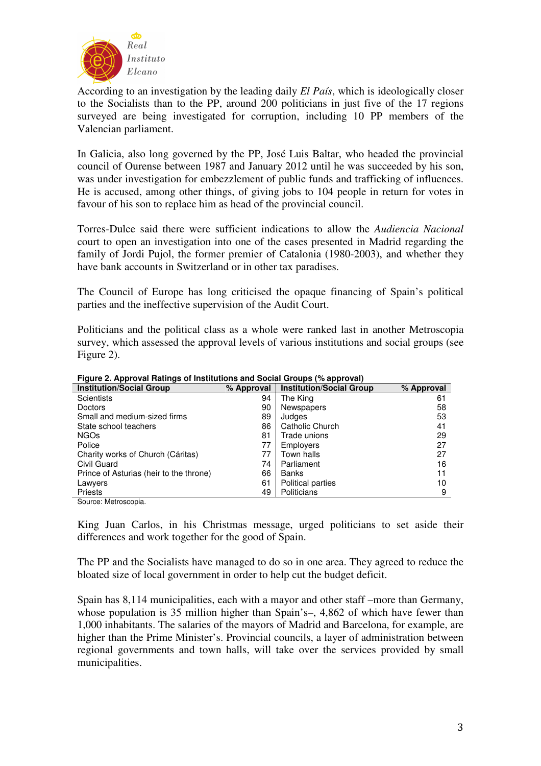According to an investigation by the leading daily *El País*, which is ideologically closer to the Socialists than to the PP, around 200 politicians in just five of the 17 regions surveyed are being investigated for corruption, including 10 PP members of the Valencian parliament.

In Galicia, also long governed by the PP, José Luis Baltar, who headed the provincial council of Ourense between 1987 and January 2012 until he was succeeded by his son, was under investigation for embezzlement of public funds and trafficking of influences. He is accused, among other things, of giving jobs to 104 people in return for votes in favour of his son to replace him as head of the provincial council.

Torres-Dulce said there were sufficient indications to allow the *Audiencia Nacional* court to open an investigation into one of the cases presented in Madrid regarding the family of Jordi Pujol, the former premier of Catalonia (1980-2003), and whether they have bank accounts in Switzerland or in other tax paradises.

The Council of Europe has long criticised the opaque financing of Spain's political parties and the ineffective supervision of the Audit Court.

Politicians and the political class as a whole were ranked last in another Metroscopia survey, which assessed the approval levels of various institutions and social groups (see Figure 2).

**Figure 2. Approval Ratings of Institutions and Social Groups (% approval)**

| Institution/Social Group | % Approval | Institution/Social Group | % Approval |
|---|---|---|---|
| Scientists | 94 | The King | 61 |
| Doctors | 90 | Newspapers | 58 |
| Small and medium-sized firms | 89 | Judges | 53 |
| State school teachers | 86 | Catholic Church | 41 |
| NGOs | 81 | Trade unions | 29 |
| Police | 77 | Employers | 27 |
| Charity works of Church (Cáritas) | 77 | Town halls | 27 |
| Civil Guard | 74 | Parliament | 16 |
| Prince of Asturias (heir to the throne) | 66 | Banks | 11 |
| Lawyers | 61 | Political parties | 10 |
| Priests | 49 | Politicians | 9 |

Source: Metroscopia.

King Juan Carlos, in his Christmas message, urged politicians to set aside their differences and work together for the good of Spain.

The PP and the Socialists have managed to do so in one area. They agreed to reduce the bloated size of local government in order to help cut the budget deficit.

Spain has 8,114 municipalities, each with a mayor and other staff –more than Germany, whose population is 35 million higher than Spain's–, 4,862 of which have fewer than 1,000 inhabitants. The salaries of the mayors of Madrid and Barcelona, for example, are higher than the Prime Minister's. Provincial councils, a layer of administration between regional governments and town halls, will take over the services provided by small municipalities.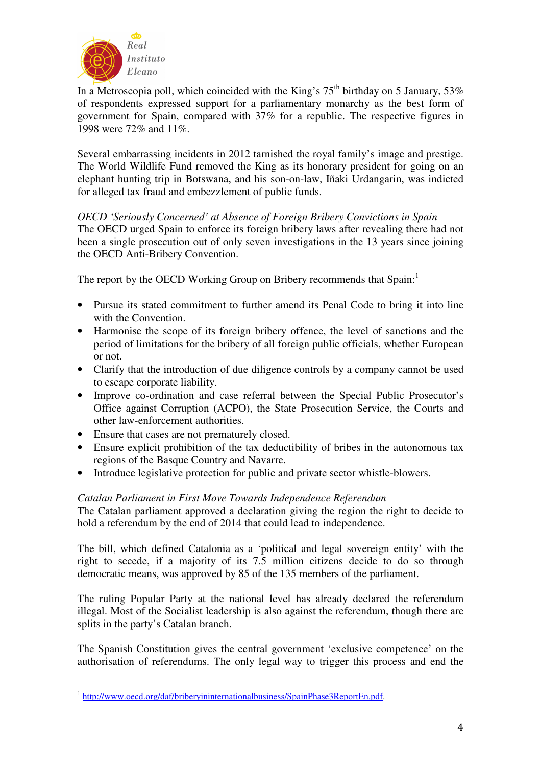In a Metroscopia poll, which coincided with the King's 75th birthday on 5 January, 53% of respondents expressed support for a parliamentary monarchy as the best form of government for Spain, compared with 37% for a republic. The respective figures in 1998 were 72% and 11%.

Several embarrassing incidents in 2012 tarnished the royal family's image and prestige. The World Wildlife Fund removed the King as its honorary president for going on an elephant hunting trip in Botswana, and his son-on-law, Iñaki Urdangarin, was indicted for alleged tax fraud and embezzlement of public funds.

*OECD 'Seriously Concerned' at Absence of Foreign Bribery Convictions in Spain*

The OECD urged Spain to enforce its foreign bribery laws after revealing there had not been a single prosecution out of only seven investigations in the 13 years since joining the OECD Anti-Bribery Convention.

The report by the OECD Working Group on Bribery recommends that Spain:[1]

- Pursue its stated commitment to further amend its Penal Code to bring it into line with the Convention.
- Harmonise the scope of its foreign bribery offence, the level of sanctions and the period of limitations for the bribery of all foreign public officials, whether European or not.
- Clarify that the introduction of due diligence controls by a company cannot be used to escape corporate liability.
- Improve co-ordination and case referral between the Special Public Prosecutor's Office against Corruption (ACPO), the State Prosecution Service, the Courts and other law-enforcement authorities.
- Ensure that cases are not prematurely closed.
- Ensure explicit prohibition of the tax deductibility of bribes in the autonomous tax regions of the Basque Country and Navarre.
- Introduce legislative protection for public and private sector whistle-blowers.

*Catalan Parliament in First Move Towards Independence Referendum*

The Catalan parliament approved a declaration giving the region the right to decide to hold a referendum by the end of 2014 that could lead to independence.

The bill, which defined Catalonia as a 'political and legal sovereign entity' with the right to secede, if a majority of its 7.5 million citizens decide to do so through democratic means, was approved by 85 of the 135 members of the parliament.

The ruling Popular Party at the national level has already declared the referendum illegal. Most of the Socialist leadership is also against the referendum, though there are splits in the party's Catalan branch.

The Spanish Constitution gives the central government 'exclusive competence' on the authorisation of referendums. The only legal way to trigger this process and end the

---

[1] http://www.oecd.org/daf/briberyininternationalbusiness/SpainPhase3ReportEn.pdf.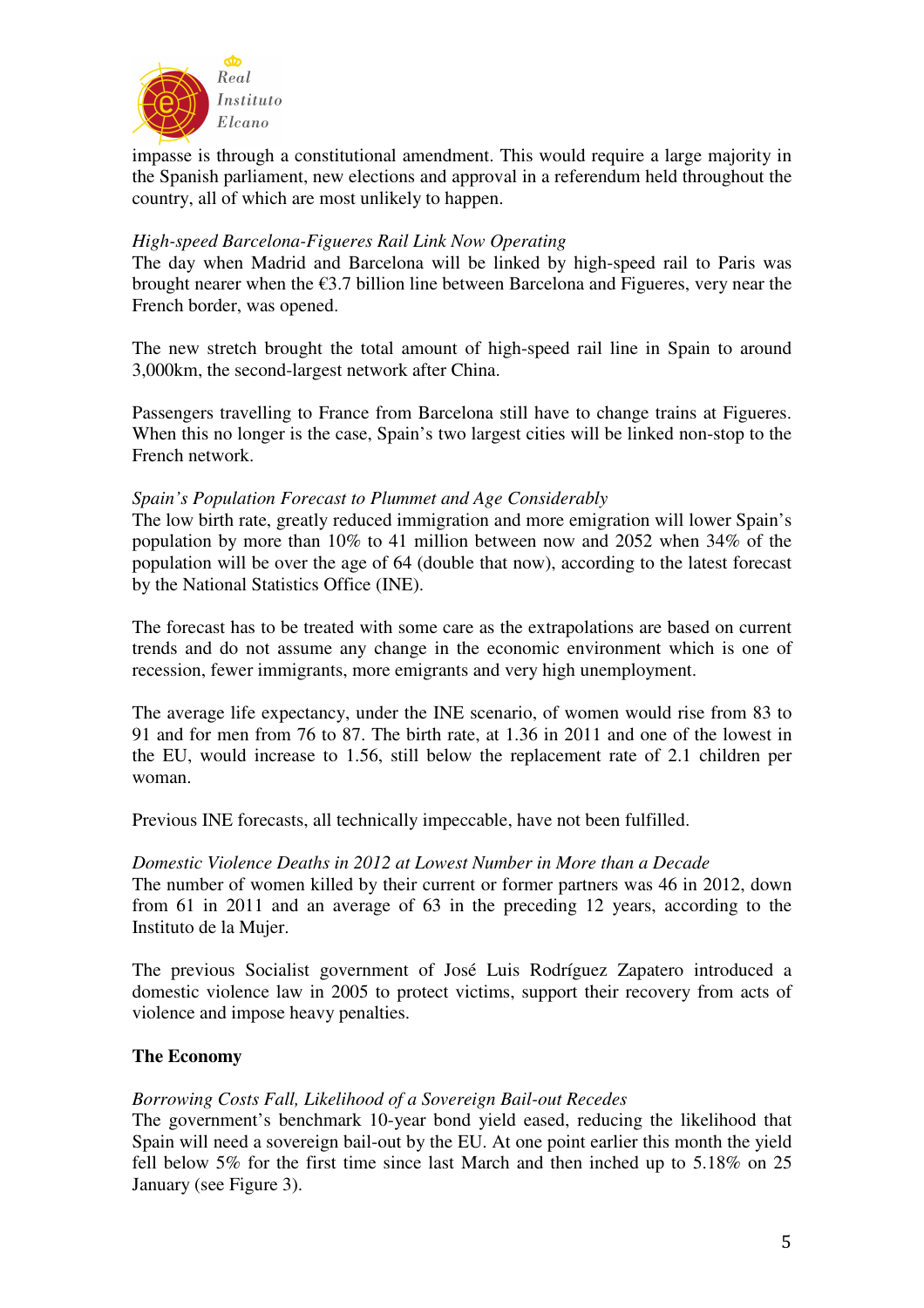impasse is through a constitutional amendment. This would require a large majority in the Spanish parliament, new elections and approval in a referendum held throughout the country, all of which are most unlikely to happen.

*High-speed Barcelona-Figueres Rail Link Now Operating*

The day when Madrid and Barcelona will be linked by high-speed rail to Paris was brought nearer when the €3.7 billion line between Barcelona and Figueres, very near the French border, was opened.

The new stretch brought the total amount of high-speed rail line in Spain to around 3,000km, the second-largest network after China.

Passengers travelling to France from Barcelona still have to change trains at Figueres. When this no longer is the case, Spain's two largest cities will be linked non-stop to the French network.

*Spain's Population Forecast to Plummet and Age Considerably*

The low birth rate, greatly reduced immigration and more emigration will lower Spain's population by more than 10% to 41 million between now and 2052 when 34% of the population will be over the age of 64 (double that now), according to the latest forecast by the National Statistics Office (INE).

The forecast has to be treated with some care as the extrapolations are based on current trends and do not assume any change in the economic environment which is one of recession, fewer immigrants, more emigrants and very high unemployment.

The average life expectancy, under the INE scenario, of women would rise from 83 to 91 and for men from 76 to 87. The birth rate, at 1.36 in 2011 and one of the lowest in the EU, would increase to 1.56, still below the replacement rate of 2.1 children per woman.

Previous INE forecasts, all technically impeccable, have not been fulfilled.

*Domestic Violence Deaths in 2012 at Lowest Number in More than a Decade*

The number of women killed by their current or former partners was 46 in 2012, down from 61 in 2011 and an average of 63 in the preceding 12 years, according to the Instituto de la Mujer.

The previous Socialist government of José Luis Rodríguez Zapatero introduced a domestic violence law in 2005 to protect victims, support their recovery from acts of violence and impose heavy penalties.

## The Economy

*Borrowing Costs Fall, Likelihood of a Sovereign Bail-out Recedes*

The government's benchmark 10-year bond yield eased, reducing the likelihood that Spain will need a sovereign bail-out by the EU. At one point earlier this month the yield fell below 5% for the first time since last March and then inched up to 5.18% on 25 January (see Figure 3).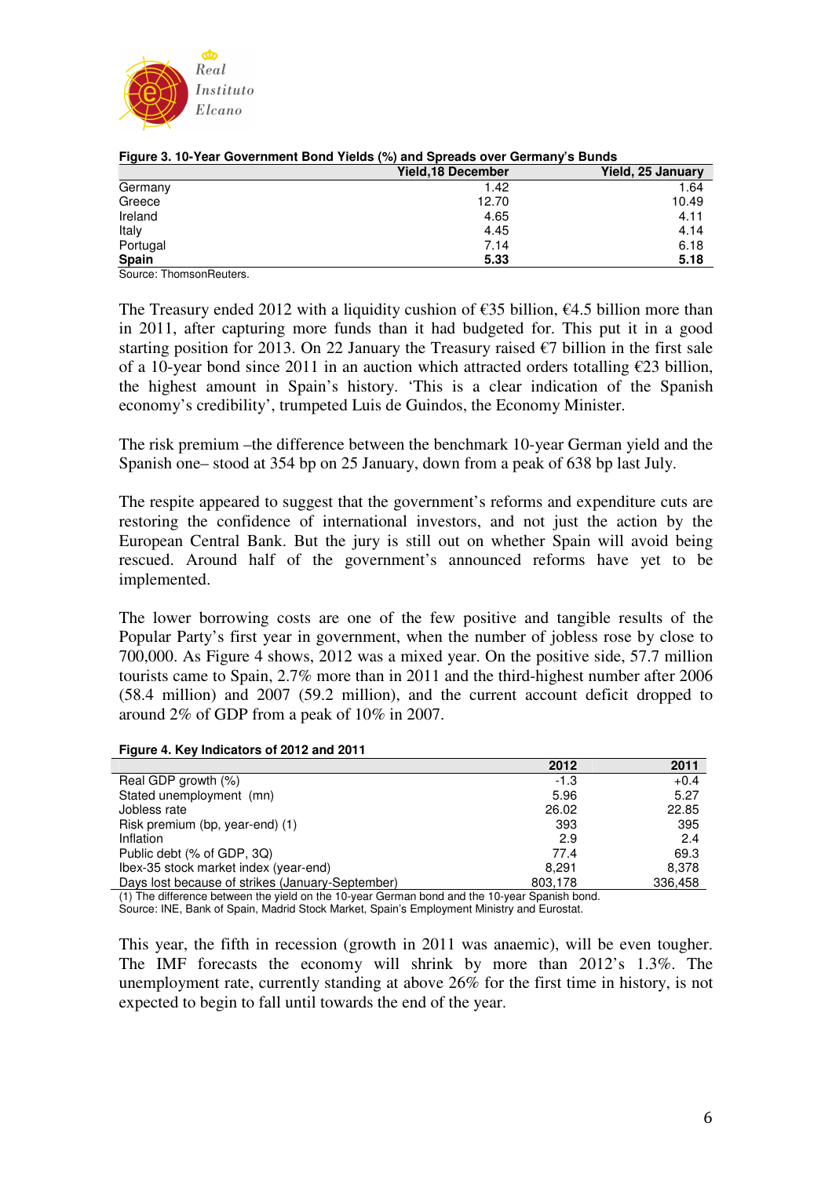**Figure 3. 10-Year Government Bond Yields (%) and Spreads over Germany's Bunds**

| | Yield,18 December | Yield, 25 January |
|---|---|---|
| Germany | 1.42 | 1.64 |
| Greece | 12.70 | 10.49 |
| Ireland | 4.65 | 4.11 |
| Italy | 4.45 | 4.14 |
| Portugal | 7.14 | 6.18 |
| **Spain** | **5.33** | **5.18** |

Source: ThomsonReuters.

The Treasury ended 2012 with a liquidity cushion of €35 billion, €4.5 billion more than in 2011, after capturing more funds than it had budgeted for. This put it in a good starting position for 2013. On 22 January the Treasury raised €7 billion in the first sale of a 10-year bond since 2011 in an auction which attracted orders totalling €23 billion, the highest amount in Spain's history. 'This is a clear indication of the Spanish economy's credibility', trumpeted Luis de Guindos, the Economy Minister.

The risk premium –the difference between the benchmark 10-year German yield and the Spanish one– stood at 354 bp on 25 January, down from a peak of 638 bp last July.

The respite appeared to suggest that the government's reforms and expenditure cuts are restoring the confidence of international investors, and not just the action by the European Central Bank. But the jury is still out on whether Spain will avoid being rescued. Around half of the government's announced reforms have yet to be implemented.

The lower borrowing costs are one of the few positive and tangible results of the Popular Party's first year in government, when the number of jobless rose by close to 700,000. As Figure 4 shows, 2012 was a mixed year. On the positive side, 57.7 million tourists came to Spain, 2.7% more than in 2011 and the third-highest number after 2006 (58.4 million) and 2007 (59.2 million), and the current account deficit dropped to around 2% of GDP from a peak of 10% in 2007.

**Figure 4. Key Indicators of 2012 and 2011**

| | 2012 | 2011 |
|---|---|---|
| Real GDP growth (%) | -1.3 | +0.4 |
| Stated unemployment (mn) | 5.96 | 5.27 |
| Jobless rate | 26.02 | 22.85 |
| Risk premium (bp, year-end) (1) | 393 | 395 |
| Inflation | 2.9 | 2.4 |
| Public debt (% of GDP, 3Q) | 77.4 | 69.3 |
| Ibex-35 stock market index (year-end) | 8,291 | 8,378 |
| Days lost because of strikes (January-September) | 803,178 | 336,458 |

(1) The difference between the yield on the 10-year German bond and the 10-year Spanish bond.
Source: INE, Bank of Spain, Madrid Stock Market, Spain's Employment Ministry and Eurostat.

This year, the fifth in recession (growth in 2011 was anaemic), will be even tougher. The IMF forecasts the economy will shrink by more than 2012's 1.3%. The unemployment rate, currently standing at above 26% for the first time in history, is not expected to begin to fall until towards the end of the year.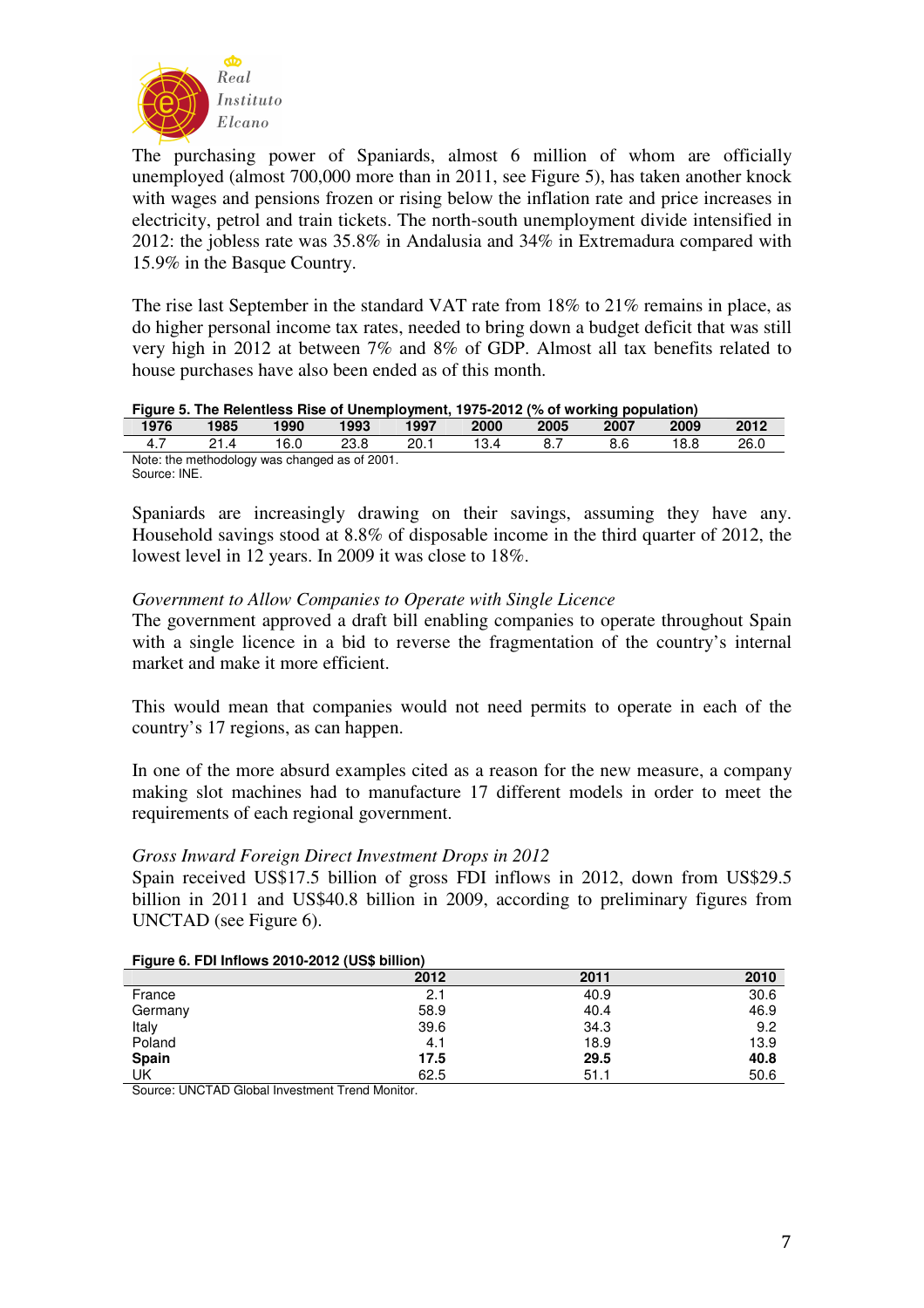The purchasing power of Spaniards, almost 6 million of whom are officially unemployed (almost 700,000 more than in 2011, see Figure 5), has taken another knock with wages and pensions frozen or rising below the inflation rate and price increases in electricity, petrol and train tickets. The north-south unemployment divide intensified in 2012: the jobless rate was 35.8% in Andalusia and 34% in Extremadura compared with 15.9% in the Basque Country.

The rise last September in the standard VAT rate from 18% to 21% remains in place, as do higher personal income tax rates, needed to bring down a budget deficit that was still very high in 2012 at between 7% and 8% of GDP. Almost all tax benefits related to house purchases have also been ended as of this month.

**Figure 5. The Relentless Rise of Unemployment, 1975-2012 (% of working population)**

| 1976 | 1985 | 1990 | 1993 | 1997 | 2000 | 2005 | 2007 | 2009 | 2012 |
|---|---|---|---|---|---|---|---|---|---|
| 4.7 | 21.4 | 16.0 | 23.8 | 20.1 | 13.4 | 8.7 | 8.6 | 18.8 | 26.0 |

Note: the methodology was changed as of 2001.
Source: INE.

Spaniards are increasingly drawing on their savings, assuming they have any. Household savings stood at 8.8% of disposable income in the third quarter of 2012, the lowest level in 12 years. In 2009 it was close to 18%.

*Government to Allow Companies to Operate with Single Licence*

The government approved a draft bill enabling companies to operate throughout Spain with a single licence in a bid to reverse the fragmentation of the country's internal market and make it more efficient.

This would mean that companies would not need permits to operate in each of the country's 17 regions, as can happen.

In one of the more absurd examples cited as a reason for the new measure, a company making slot machines had to manufacture 17 different models in order to meet the requirements of each regional government.

*Gross Inward Foreign Direct Investment Drops in 2012*

Spain received US$17.5 billion of gross FDI inflows in 2012, down from US$29.5 billion in 2011 and US$40.8 billion in 2009, according to preliminary figures from UNCTAD (see Figure 6).

**Figure 6. FDI Inflows 2010-2012 (US$ billion)**

| | 2012 | 2011 | 2010 |
|---|---|---|---|
| France | 2.1 | 40.9 | 30.6 |
| Germany | 58.9 | 40.4 | 46.9 |
| Italy | 39.6 | 34.3 | 9.2 |
| Poland | 4.1 | 18.9 | 13.9 |
| **Spain** | **17.5** | **29.5** | **40.8** |
| UK | 62.5 | 51.1 | 50.6 |

Source: UNCTAD Global Investment Trend Monitor.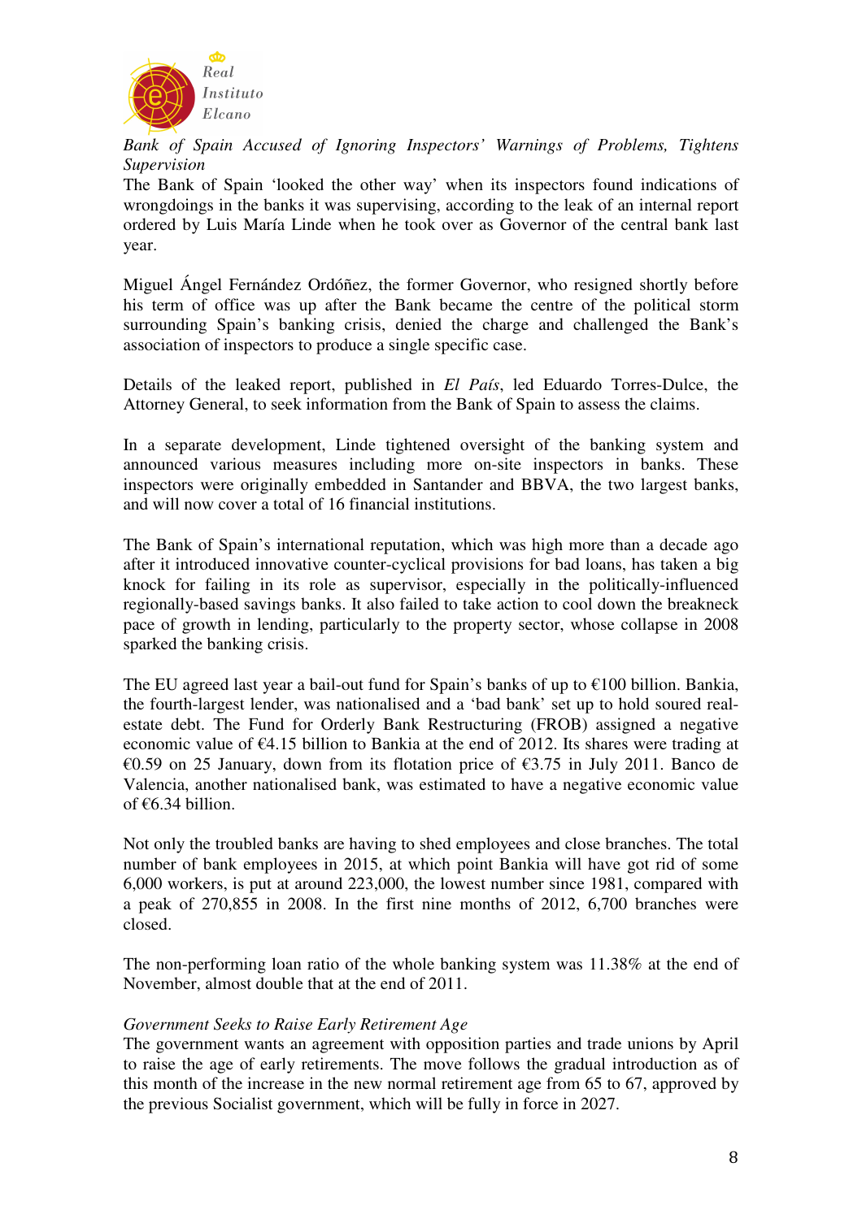*Bank of Spain Accused of Ignoring Inspectors' Warnings of Problems, Tightens Supervision*

The Bank of Spain 'looked the other way' when its inspectors found indications of wrongdoings in the banks it was supervising, according to the leak of an internal report ordered by Luis María Linde when he took over as Governor of the central bank last year.

Miguel Ángel Fernández Ordóñez, the former Governor, who resigned shortly before his term of office was up after the Bank became the centre of the political storm surrounding Spain's banking crisis, denied the charge and challenged the Bank's association of inspectors to produce a single specific case.

Details of the leaked report, published in *El País*, led Eduardo Torres-Dulce, the Attorney General, to seek information from the Bank of Spain to assess the claims.

In a separate development, Linde tightened oversight of the banking system and announced various measures including more on-site inspectors in banks. These inspectors were originally embedded in Santander and BBVA, the two largest banks, and will now cover a total of 16 financial institutions.

The Bank of Spain's international reputation, which was high more than a decade ago after it introduced innovative counter-cyclical provisions for bad loans, has taken a big knock for failing in its role as supervisor, especially in the politically-influenced regionally-based savings banks. It also failed to take action to cool down the breakneck pace of growth in lending, particularly to the property sector, whose collapse in 2008 sparked the banking crisis.

The EU agreed last year a bail-out fund for Spain's banks of up to €100 billion. Bankia, the fourth-largest lender, was nationalised and a 'bad bank' set up to hold soured real-estate debt. The Fund for Orderly Bank Restructuring (FROB) assigned a negative economic value of €4.15 billion to Bankia at the end of 2012. Its shares were trading at €0.59 on 25 January, down from its flotation price of €3.75 in July 2011. Banco de Valencia, another nationalised bank, was estimated to have a negative economic value of €6.34 billion.

Not only the troubled banks are having to shed employees and close branches. The total number of bank employees in 2015, at which point Bankia will have got rid of some 6,000 workers, is put at around 223,000, the lowest number since 1981, compared with a peak of 270,855 in 2008. In the first nine months of 2012, 6,700 branches were closed.

The non-performing loan ratio of the whole banking system was 11.38% at the end of November, almost double that at the end of 2011.

*Government Seeks to Raise Early Retirement Age*

The government wants an agreement with opposition parties and trade unions by April to raise the age of early retirements. The move follows the gradual introduction as of this month of the increase in the new normal retirement age from 65 to 67, approved by the previous Socialist government, which will be fully in force in 2027.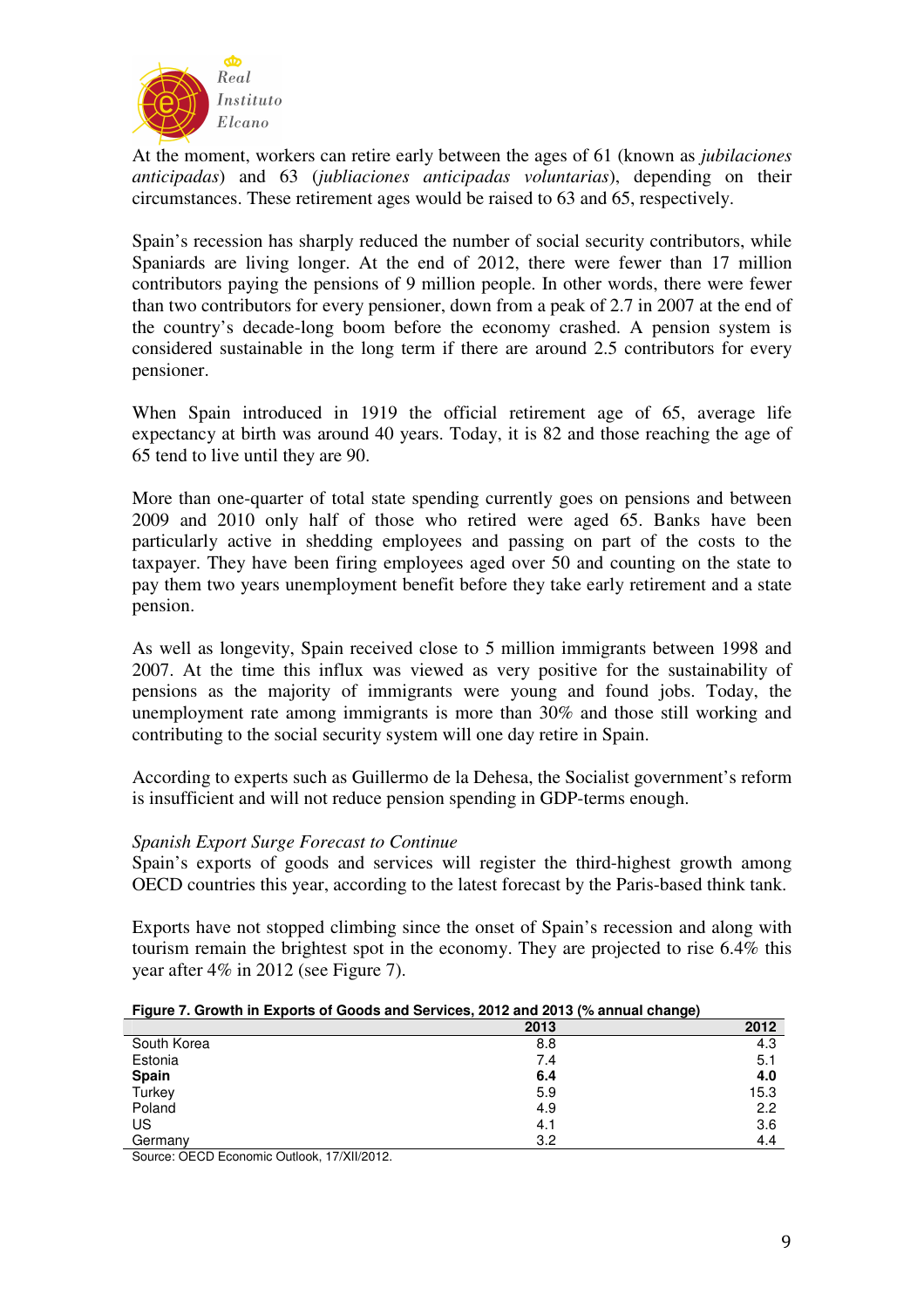At the moment, workers can retire early between the ages of 61 (known as *jubilaciones anticipadas*) and 63 (*jubliaciones anticipadas voluntarias*), depending on their circumstances. These retirement ages would be raised to 63 and 65, respectively.

Spain's recession has sharply reduced the number of social security contributors, while Spaniards are living longer. At the end of 2012, there were fewer than 17 million contributors paying the pensions of 9 million people. In other words, there were fewer than two contributors for every pensioner, down from a peak of 2.7 in 2007 at the end of the country's decade-long boom before the economy crashed. A pension system is considered sustainable in the long term if there are around 2.5 contributors for every pensioner.

When Spain introduced in 1919 the official retirement age of 65, average life expectancy at birth was around 40 years. Today, it is 82 and those reaching the age of 65 tend to live until they are 90.

More than one-quarter of total state spending currently goes on pensions and between 2009 and 2010 only half of those who retired were aged 65. Banks have been particularly active in shedding employees and passing on part of the costs to the taxpayer. They have been firing employees aged over 50 and counting on the state to pay them two years unemployment benefit before they take early retirement and a state pension.

As well as longevity, Spain received close to 5 million immigrants between 1998 and 2007. At the time this influx was viewed as very positive for the sustainability of pensions as the majority of immigrants were young and found jobs. Today, the unemployment rate among immigrants is more than 30% and those still working and contributing to the social security system will one day retire in Spain.

According to experts such as Guillermo de la Dehesa, the Socialist government's reform is insufficient and will not reduce pension spending in GDP-terms enough.

*Spanish Export Surge Forecast to Continue*

Spain's exports of goods and services will register the third-highest growth among OECD countries this year, according to the latest forecast by the Paris-based think tank.

Exports have not stopped climbing since the onset of Spain's recession and along with tourism remain the brightest spot in the economy. They are projected to rise 6.4% this year after 4% in 2012 (see Figure 7).

**Figure 7. Growth in Exports of Goods and Services, 2012 and 2013 (% annual change)**

| | 2013 | 2012 |
|---|---|---|
| South Korea | 8.8 | 4.3 |
| Estonia | 7.4 | 5.1 |
| **Spain** | **6.4** | **4.0** |
| Turkey | 5.9 | 15.3 |
| Poland | 4.9 | 2.2 |
| US | 4.1 | 3.6 |
| Germany | 3.2 | 4.4 |

Source: OECD Economic Outlook, 17/XII/2012.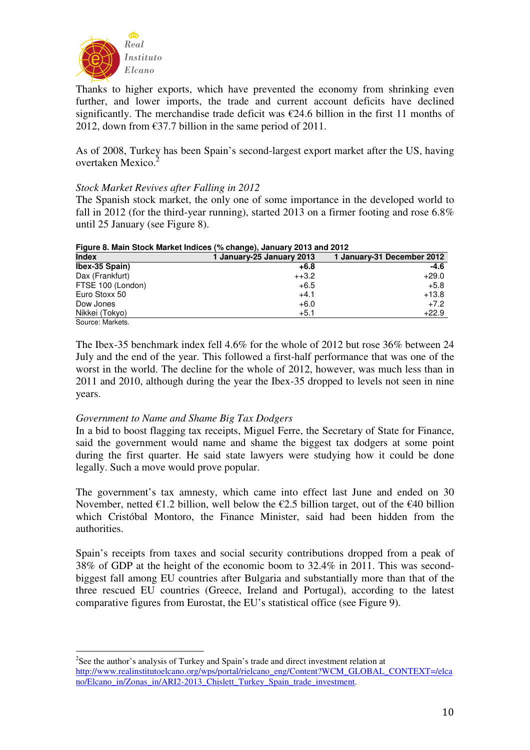Thanks to higher exports, which have prevented the economy from shrinking even further, and lower imports, the trade and current account deficits have declined significantly. The merchandise trade deficit was €24.6 billion in the first 11 months of 2012, down from €37.7 billion in the same period of 2011.

As of 2008, Turkey has been Spain's second-largest export market after the US, having overtaken Mexico.[2]

*Stock Market Revives after Falling in 2012*

The Spanish stock market, the only one of some importance in the developed world to fall in 2012 (for the third-year running), started 2013 on a firmer footing and rose 6.8% until 25 January (see Figure 8).

**Figure 8. Main Stock Market Indices (% change), January 2013 and 2012**

| Index | 1 January-25 January 2013 | 1 January-31 December 2012 |
|---|---|---|
| **Ibex-35 Spain)** | **+6.8** | **-4.6** |
| Dax (Frankfurt) | ++3.2 | +29.0 |
| FTSE 100 (London) | +6.5 | +5.8 |
| Euro Stoxx 50 | +4.1 | +13.8 |
| Dow Jones | +6.0 | +7.2 |
| Nikkei (Tokyo) | +5.1 | +22.9 |

Source: Markets.

The Ibex-35 benchmark index fell 4.6% for the whole of 2012 but rose 36% between 24 July and the end of the year. This followed a first-half performance that was one of the worst in the world. The decline for the whole of 2012, however, was much less than in 2011 and 2010, although during the year the Ibex-35 dropped to levels not seen in nine years.

*Government to Name and Shame Big Tax Dodgers*

In a bid to boost flagging tax receipts, Miguel Ferre, the Secretary of State for Finance, said the government would name and shame the biggest tax dodgers at some point during the first quarter. He said state lawyers were studying how it could be done legally. Such a move would prove popular.

The government's tax amnesty, which came into effect last June and ended on 30 November, netted €1.2 billion, well below the €2.5 billion target, out of the €40 billion which Cristóbal Montoro, the Finance Minister, said had been hidden from the authorities.

Spain's receipts from taxes and social security contributions dropped from a peak of 38% of GDP at the height of the economic boom to 32.4% in 2011. This was second-biggest fall among EU countries after Bulgaria and substantially more than that of the three rescued EU countries (Greece, Ireland and Portugal), according to the latest comparative figures from Eurostat, the EU's statistical office (see Figure 9).

---

[2] See the author's analysis of Turkey and Spain's trade and direct investment relation at http://www.realinstitutoelcano.org/wps/portal/rielcano_eng/Content?WCM_GLOBAL_CONTEXT=/elcano/Elcano_in/Zonas_in/ARI2-2013_Chislett_Turkey_Spain_trade_investment.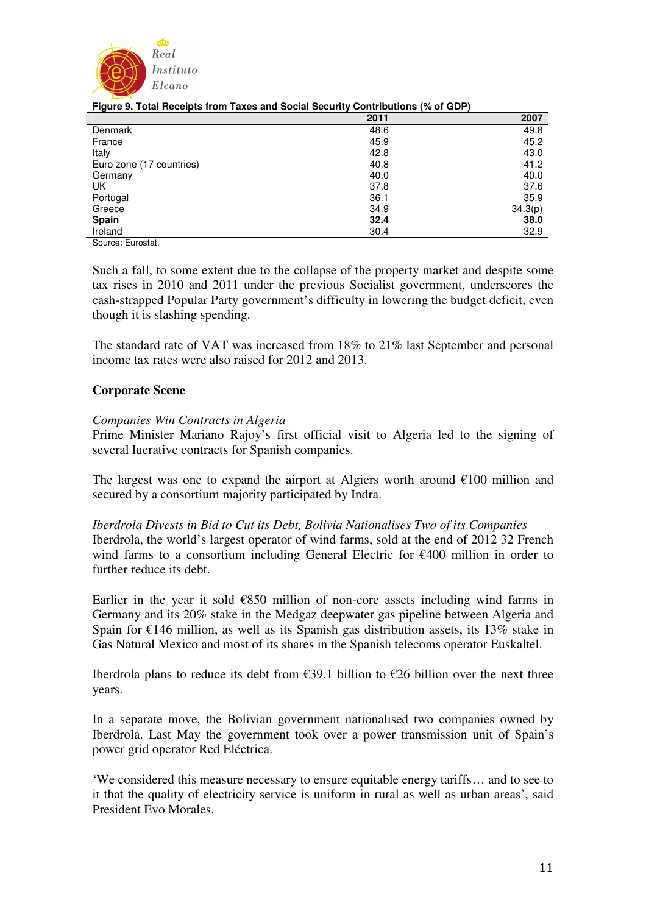**Figure 9. Total Receipts from Taxes and Social Security Contributions (% of GDP)**

| | 2011 | 2007 |
|---|---|---|
| Denmark | 48.6 | 49.8 |
| France | 45.9 | 45.2 |
| Italy | 42.8 | 43.0 |
| Euro zone (17 countries) | 40.8 | 41.2 |
| Germany | 40.0 | 40.0 |
| UK | 37.8 | 37.6 |
| Portugal | 36.1 | 35.9 |
| Greece | 34.9 | 34.3(p) |
| **Spain** | **32.4** | **38.0** |
| Ireland | 30.4 | 32.9 |

Source: Eurostat.

Such a fall, to some extent due to the collapse of the property market and despite some tax rises in 2010 and 2011 under the previous Socialist government, underscores the cash-strapped Popular Party government's difficulty in lowering the budget deficit, even though it is slashing spending.

The standard rate of VAT was increased from 18% to 21% last September and personal income tax rates were also raised for 2012 and 2013.

## Corporate Scene

*Companies Win Contracts in Algeria*

Prime Minister Mariano Rajoy's first official visit to Algeria led to the signing of several lucrative contracts for Spanish companies.

The largest was one to expand the airport at Algiers worth around €100 million and secured by a consortium majority participated by Indra.

*Iberdrola Divests in Bid to Cut its Debt, Bolivia Nationalises Two of its Companies*

Iberdrola, the world's largest operator of wind farms, sold at the end of 2012 32 French wind farms to a consortium including General Electric for €400 million in order to further reduce its debt.

Earlier in the year it sold €850 million of non-core assets including wind farms in Germany and its 20% stake in the Medgaz deepwater gas pipeline between Algeria and Spain for €146 million, as well as its Spanish gas distribution assets, its 13% stake in Gas Natural Mexico and most of its shares in the Spanish telecoms operator Euskaltel.

Iberdrola plans to reduce its debt from €39.1 billion to €26 billion over the next three years.

In a separate move, the Bolivian government nationalised two companies owned by Iberdrola. Last May the government took over a power transmission unit of Spain's power grid operator Red Eléctrica.

'We considered this measure necessary to ensure equitable energy tariffs… and to see to it that the quality of electricity service is uniform in rural as well as urban areas', said President Evo Morales.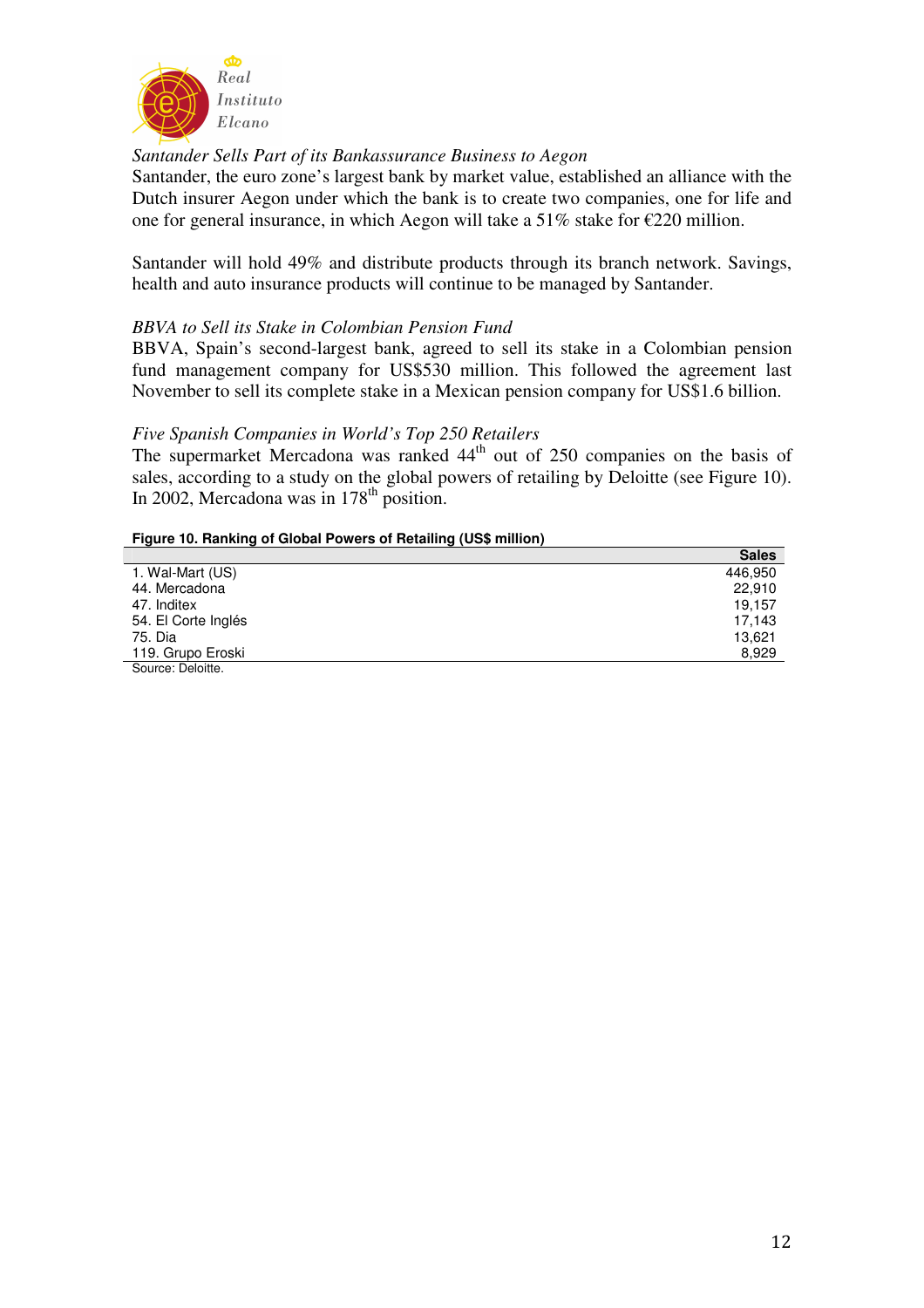*Santander Sells Part of its Bankassurance Business to Aegon*
Santander, the euro zone's largest bank by market value, established an alliance with the Dutch insurer Aegon under which the bank is to create two companies, one for life and one for general insurance, in which Aegon will take a 51% stake for €220 million.

Santander will hold 49% and distribute products through its branch network. Savings, health and auto insurance products will continue to be managed by Santander.

*BBVA to Sell its Stake in Colombian Pension Fund*
BBVA, Spain's second-largest bank, agreed to sell its stake in a Colombian pension fund management company for US$530 million. This followed the agreement last November to sell its complete stake in a Mexican pension company for US$1.6 billion.

*Five Spanish Companies in World's Top 250 Retailers*
The supermarket Mercadona was ranked 44th out of 250 companies on the basis of sales, according to a study on the global powers of retailing by Deloitte (see Figure 10). In 2002, Mercadona was in 178th position.

**Figure 10. Ranking of Global Powers of Retailing (US$ million)**

| | Sales |
|---|---|
| 1. Wal-Mart (US) | 446,950 |
| 44. Mercadona | 22,910 |
| 47. Inditex | 19,157 |
| 54. El Corte Inglés | 17,143 |
| 75. Dia | 13,621 |
| 119. Grupo Eroski | 8,929 |

Source: Deloitte.